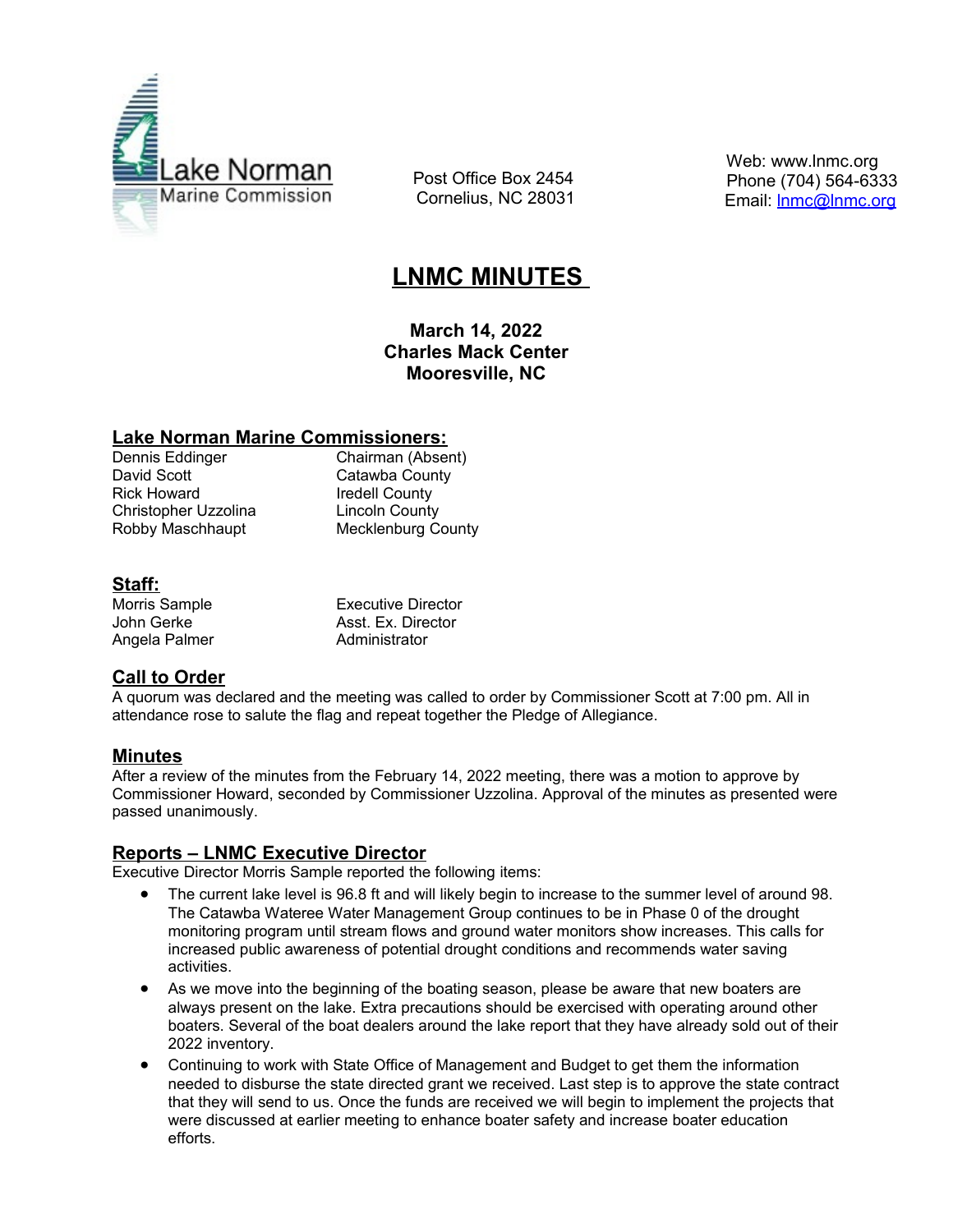Lake Norman Marine Commission

Post Office Box 2454
Cornelius, NC 28031

Web: www.lnmc.org
Phone (704) 564-6333
Email: lnmc@lnmc.org

# LNMC MINUTES

**March 14, 2022**
**Charles Mack Center**
**Mooresville, NC**

## Lake Norman Marine Commissioners:

| | |
|---|---|
| Dennis Eddinger | Chairman (Absent) |
| David Scott | Catawba County |
| Rick Howard | Iredell County |
| Christopher Uzzolina | Lincoln County |
| Robby Maschhaupt | Mecklenburg County |

## Staff:

| | |
|---|---|
| Morris Sample | Executive Director |
| John Gerke | Asst. Ex. Director |
| Angela Palmer | Administrator |

## Call to Order

A quorum was declared and the meeting was called to order by Commissioner Scott at 7:00 pm. All in attendance rose to salute the flag and repeat together the Pledge of Allegiance.

## Minutes

After a review of the minutes from the February 14, 2022 meeting, there was a motion to approve by Commissioner Howard, seconded by Commissioner Uzzolina. Approval of the minutes as presented were passed unanimously.

## Reports – LNMC Executive Director

Executive Director Morris Sample reported the following items:

- The current lake level is 96.8 ft and will likely begin to increase to the summer level of around 98. The Catawba Wateree Water Management Group continues to be in Phase 0 of the drought monitoring program until stream flows and ground water monitors show increases. This calls for increased public awareness of potential drought conditions and recommends water saving activities.
- As we move into the beginning of the boating season, please be aware that new boaters are always present on the lake. Extra precautions should be exercised with operating around other boaters. Several of the boat dealers around the lake report that they have already sold out of their 2022 inventory.
- Continuing to work with State Office of Management and Budget to get them the information needed to disburse the state directed grant we received. Last step is to approve the state contract that they will send to us. Once the funds are received we will begin to implement the projects that were discussed at earlier meeting to enhance boater safety and increase boater education efforts.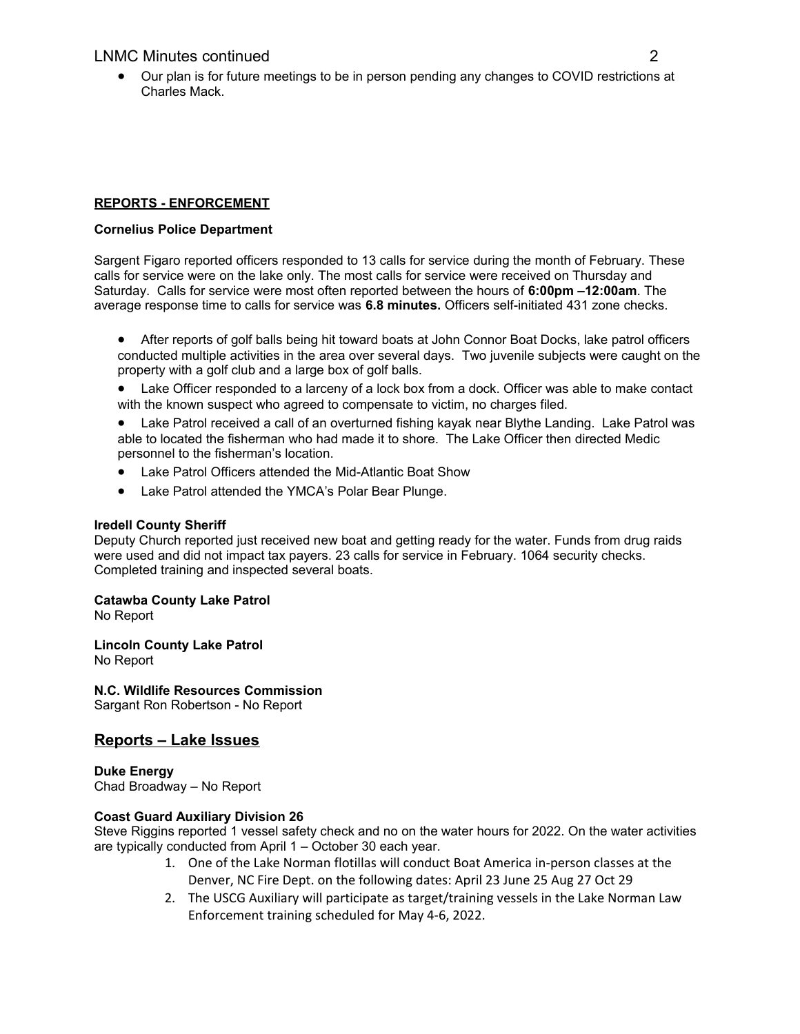- Our plan is for future meetings to be in person pending any changes to COVID restrictions at Charles Mack.

**REPORTS - ENFORCEMENT**

**Cornelius Police Department**

Sargent Figaro reported officers responded to 13 calls for service during the month of February. These calls for service were on the lake only. The most calls for service were received on Thursday and Saturday. Calls for service were most often reported between the hours of **6:00pm –12:00am**. The average response time to calls for service was **6.8 minutes.** Officers self-initiated 431 zone checks.

- After reports of golf balls being hit toward boats at John Connor Boat Docks, lake patrol officers conducted multiple activities in the area over several days. Two juvenile subjects were caught on the property with a golf club and a large box of golf balls.
- Lake Officer responded to a larceny of a lock box from a dock. Officer was able to make contact with the known suspect who agreed to compensate to victim, no charges filed.
- Lake Patrol received a call of an overturned fishing kayak near Blythe Landing. Lake Patrol was able to located the fisherman who had made it to shore. The Lake Officer then directed Medic personnel to the fisherman's location.
- Lake Patrol Officers attended the Mid-Atlantic Boat Show
- Lake Patrol attended the YMCA's Polar Bear Plunge.

**Iredell County Sheriff**

Deputy Church reported just received new boat and getting ready for the water. Funds from drug raids were used and did not impact tax payers. 23 calls for service in February. 1064 security checks. Completed training and inspected several boats.

**Catawba County Lake Patrol**

No Report

**Lincoln County Lake Patrol**

No Report

**N.C. Wildlife Resources Commission**

Sargant Ron Robertson - No Report

## Reports – Lake Issues

**Duke Energy**

Chad Broadway – No Report

**Coast Guard Auxiliary Division 26**

Steve Riggins reported 1 vessel safety check and no on the water hours for 2022. On the water activities are typically conducted from April 1 – October 30 each year.

1. One of the Lake Norman flotillas will conduct Boat America in-person classes at the Denver, NC Fire Dept. on the following dates: April 23 June 25 Aug 27 Oct 29
2. The USCG Auxiliary will participate as target/training vessels in the Lake Norman Law Enforcement training scheduled for May 4-6, 2022.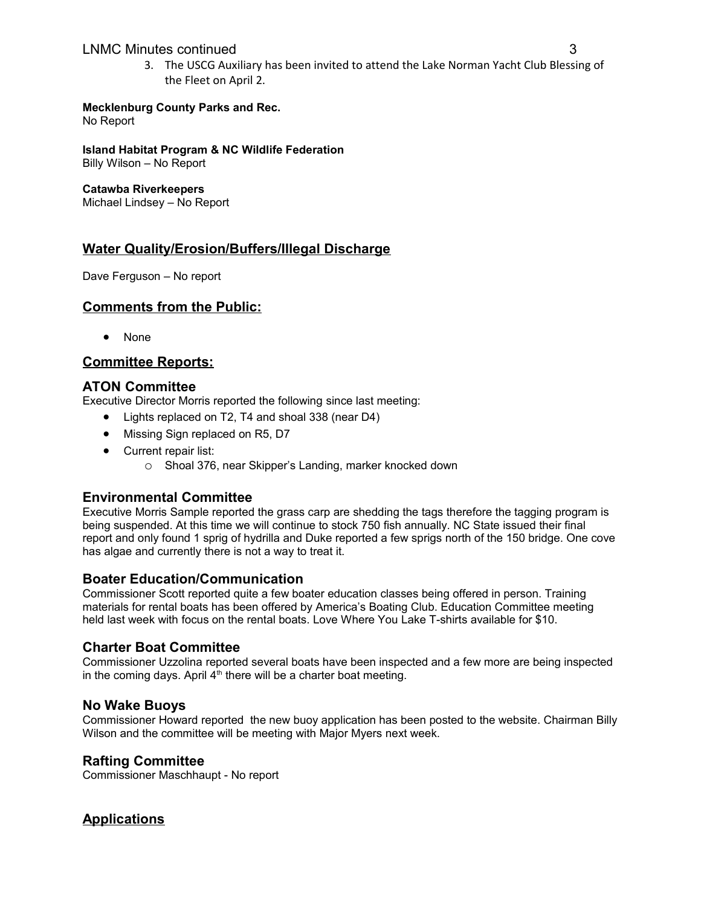3. The USCG Auxiliary has been invited to attend the Lake Norman Yacht Club Blessing of the Fleet on April 2.

**Mecklenburg County Parks and Rec.**
No Report

**Island Habitat Program & NC Wildlife Federation**
Billy Wilson – No Report

**Catawba Riverkeepers**
Michael Lindsey – No Report

## Water Quality/Erosion/Buffers/Illegal Discharge

Dave Ferguson – No report

## Comments from the Public:

- None

## Committee Reports:

### ATON Committee

Executive Director Morris reported the following since last meeting:

- Lights replaced on T2, T4 and shoal 338 (near D4)
- Missing Sign replaced on R5, D7
- Current repair list:
  - Shoal 376, near Skipper's Landing, marker knocked down

### Environmental Committee

Executive Morris Sample reported the grass carp are shedding the tags therefore the tagging program is being suspended. At this time we will continue to stock 750 fish annually. NC State issued their final report and only found 1 sprig of hydrilla and Duke reported a few sprigs north of the 150 bridge. One cove has algae and currently there is not a way to treat it.

### Boater Education/Communication

Commissioner Scott reported quite a few boater education classes being offered in person. Training materials for rental boats has been offered by America's Boating Club. Education Committee meeting held last week with focus on the rental boats. Love Where You Lake T-shirts available for $10.

### Charter Boat Committee

Commissioner Uzzolina reported several boats have been inspected and a few more are being inspected in the coming days. April 4th there will be a charter boat meeting.

### No Wake Buoys

Commissioner Howard reported the new buoy application has been posted to the website. Chairman Billy Wilson and the committee will be meeting with Major Myers next week.

### Rafting Committee

Commissioner Maschhaupt - No report

## Applications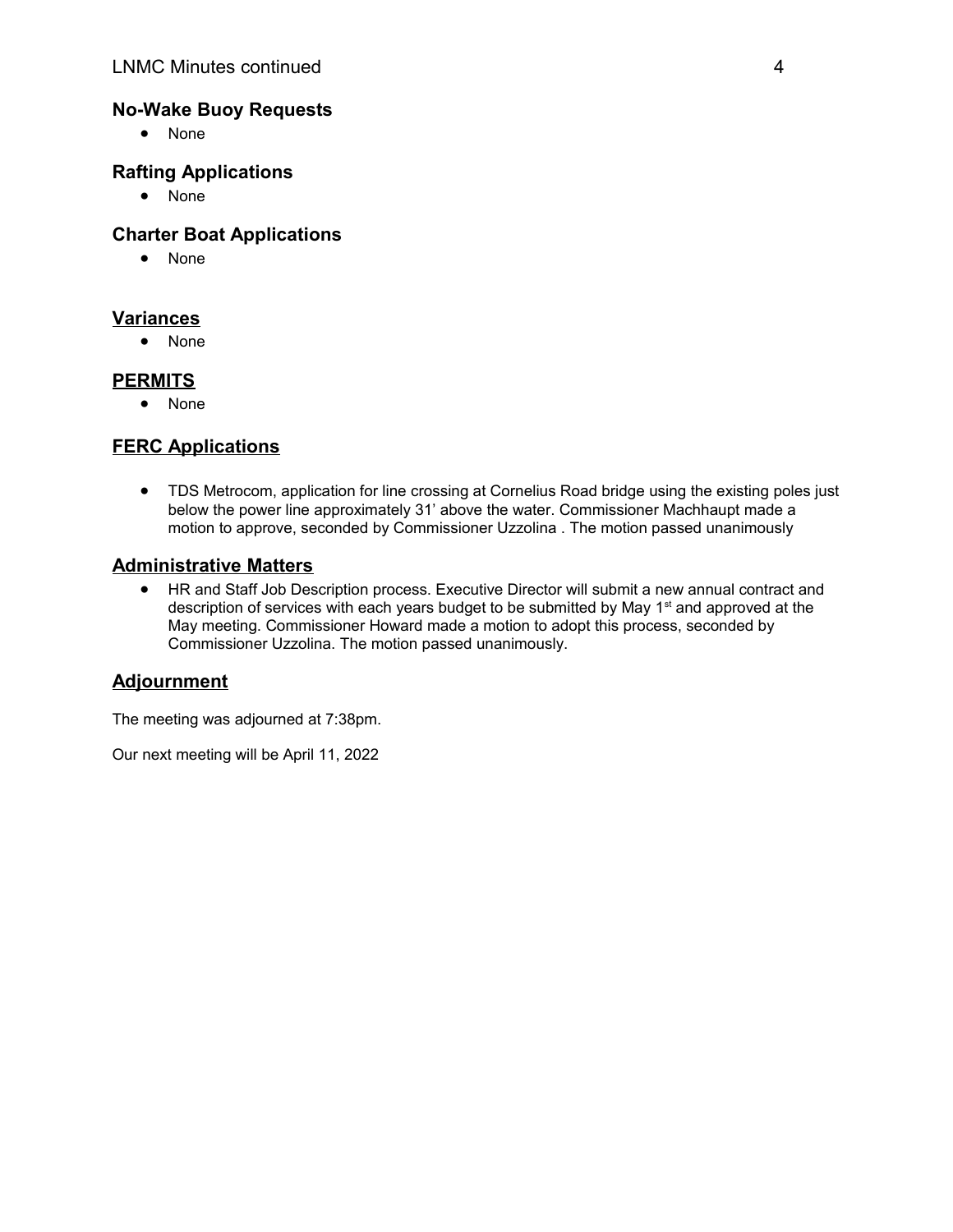## No-Wake Buoy Requests

- None

## Rafting Applications

- None

## Charter Boat Applications

- None

## Variances

- None

## PERMITS

- None

## FERC Applications

- TDS Metrocom, application for line crossing at Cornelius Road bridge using the existing poles just below the power line approximately 31' above the water. Commissioner Machhaupt made a motion to approve, seconded by Commissioner Uzzolina . The motion passed unanimously

## Administrative Matters

- HR and Staff Job Description process. Executive Director will submit a new annual contract and description of services with each years budget to be submitted by May 1st and approved at the May meeting. Commissioner Howard made a motion to adopt this process, seconded by Commissioner Uzzolina. The motion passed unanimously.

## Adjournment

The meeting was adjourned at 7:38pm.

Our next meeting will be April 11, 2022